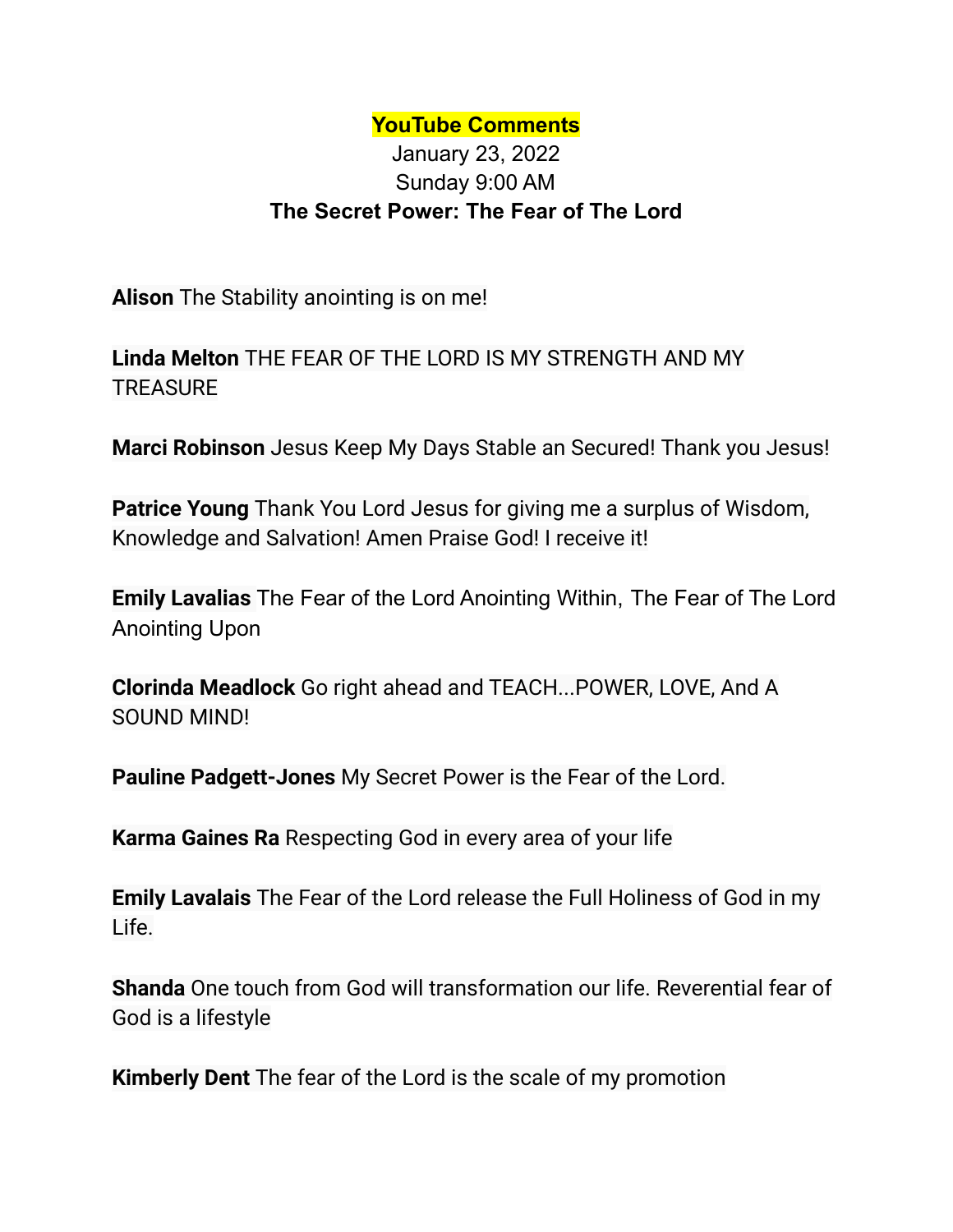**YouTube Comments**

January 23, 2022

Sunday 9:00 AM

**The Secret Power: The Fear of The Lord**

**Alison** The Stability anointing is on me!

**Linda Melton** THE FEAR OF THE LORD IS MY STRENGTH AND MY TREASURE

**Marci Robinson** Jesus Keep My Days Stable an Secured! Thank you Jesus!

**Patrice Young** Thank You Lord Jesus for giving me a surplus of Wisdom, Knowledge and Salvation! Amen Praise God! I receive it!

**Emily Lavalias** The Fear of the Lord Anointing Within, The Fear of The Lord Anointing Upon

**Clorinda Meadlock** Go right ahead and TEACH...POWER, LOVE, And A SOUND MIND!

**Pauline Padgett-Jones** My Secret Power is the Fear of the Lord.

**Karma Gaines Ra** Respecting God in every area of your life

**Emily Lavalais** The Fear of the Lord release the Full Holiness of God in my Life.

**Shanda** One touch from God will transformation our life. Reverential fear of God is a lifestyle

**Kimberly Dent** The fear of the Lord is the scale of my promotion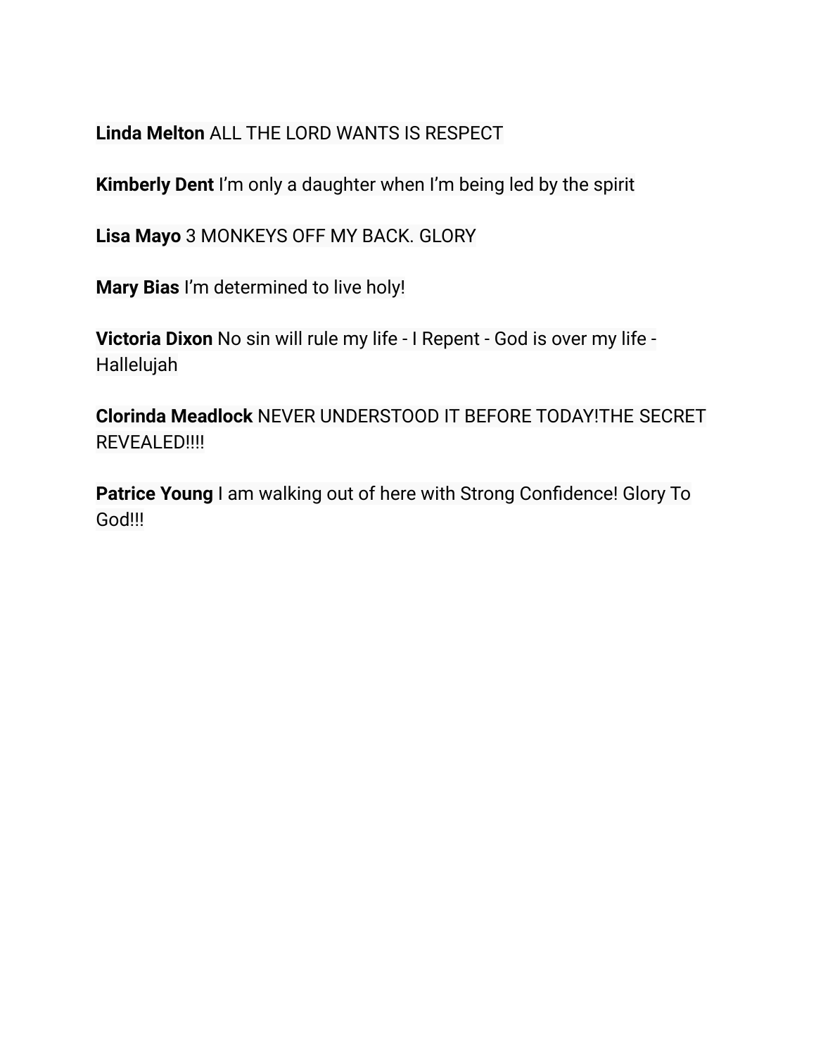**Linda Melton** ALL THE LORD WANTS IS RESPECT

**Kimberly Dent** I'm only a daughter when I'm being led by the spirit

**Lisa Mayo** 3 MONKEYS OFF MY BACK. GLORY

**Mary Bias** I'm determined to live holy!

**Victoria Dixon** No sin will rule my life - I Repent - God is over my life - Hallelujah

**Clorinda Meadlock** NEVER UNDERSTOOD IT BEFORE TODAY!THE SECRET REVEALED!!!!

**Patrice Young** I am walking out of here with Strong Confidence! Glory To God!!!